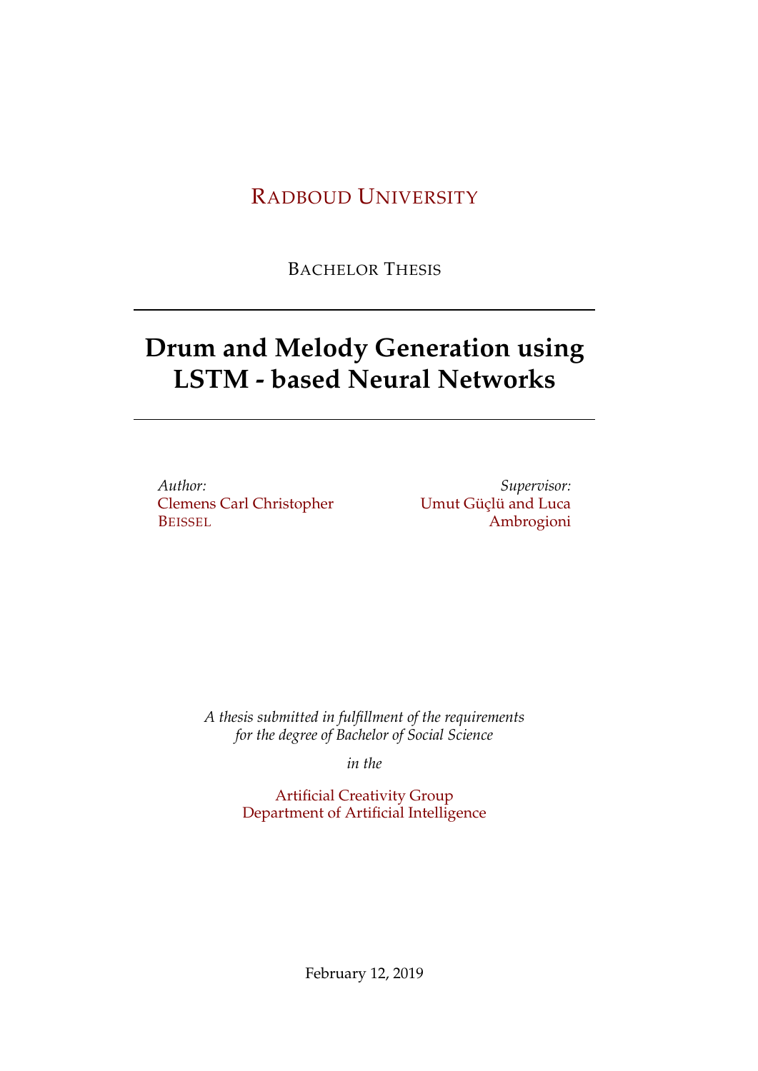RADBOUD UNIVERSITY

BACHELOR THESIS

---

# Drum and Melody Generation using LSTM - based Neural Networks

---

*Author:*
Clemens Carl Christopher BEISSEL

*Supervisor:*
Umut Güçlü and Luca Ambrogioni

*A thesis submitted in fulfillment of the requirements for the degree of Bachelor of Social Science*

*in the*

Artificial Creativity Group
Department of Artificial Intelligence

February 12, 2019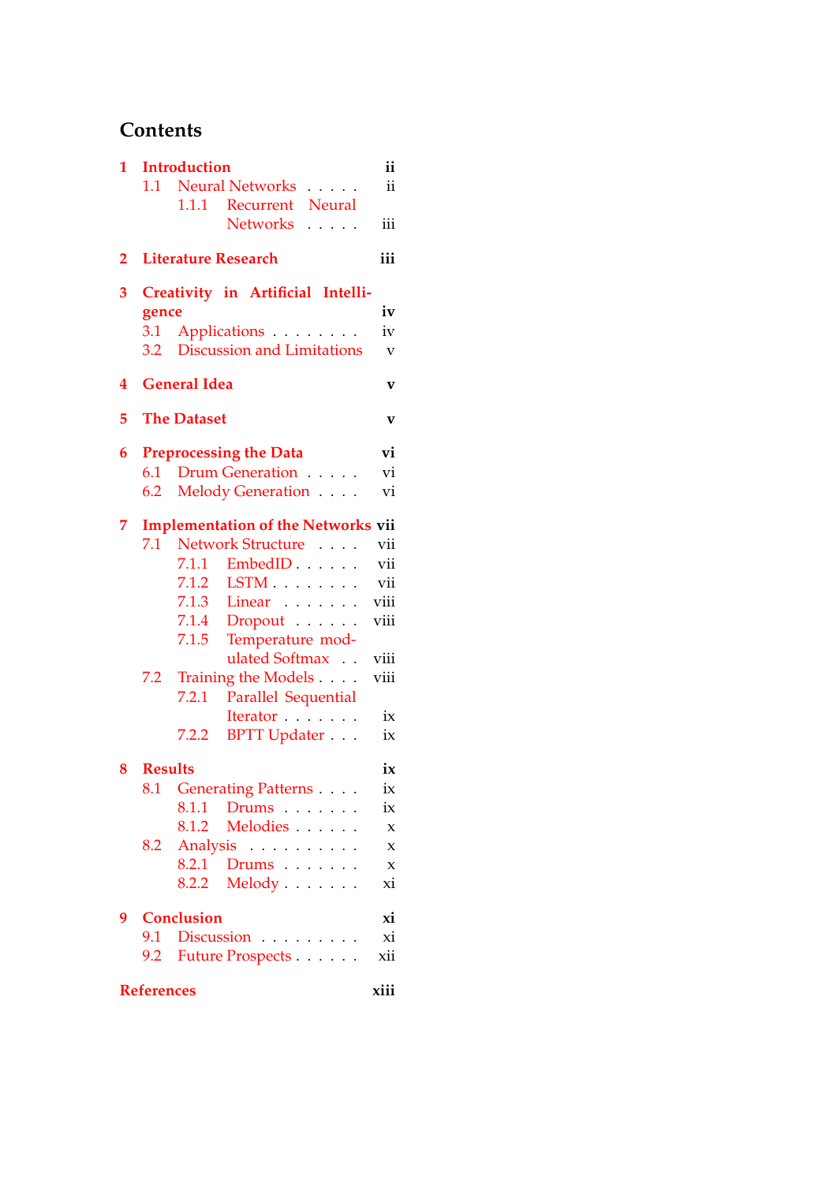# Contents

- **1 Introduction** — ii
  - 1.1 Neural Networks — ii
    - 1.1.1 Recurrent Neural Networks — iii
- **2 Literature Research** — iii
- **3 Creativity in Artificial Intelligence** — iv
  - 3.1 Applications — iv
  - 3.2 Discussion and Limitations — v
- **4 General Idea** — v
- **5 The Dataset** — v
- **6 Preprocessing the Data** — vi
  - 6.1 Drum Generation — vi
  - 6.2 Melody Generation — vi
- **7 Implementation of the Networks** — vii
  - 7.1 Network Structure — vii
    - 7.1.1 EmbedID — vii
    - 7.1.2 LSTM — vii
    - 7.1.3 Linear — viii
    - 7.1.4 Dropout — viii
    - 7.1.5 Temperature modulated Softmax — viii
  - 7.2 Training the Models — viii
    - 7.2.1 Parallel Sequential Iterator — ix
    - 7.2.2 BPTT Updater — ix
- **8 Results** — ix
  - 8.1 Generating Patterns — ix
    - 8.1.1 Drums — ix
    - 8.1.2 Melodies — x
  - 8.2 Analysis — x
    - 8.2.1 Drums — x
    - 8.2.2 Melody — xi
- **9 Conclusion** — xi
  - 9.1 Discussion — xi
  - 9.2 Future Prospects — xii
- **References** — xiii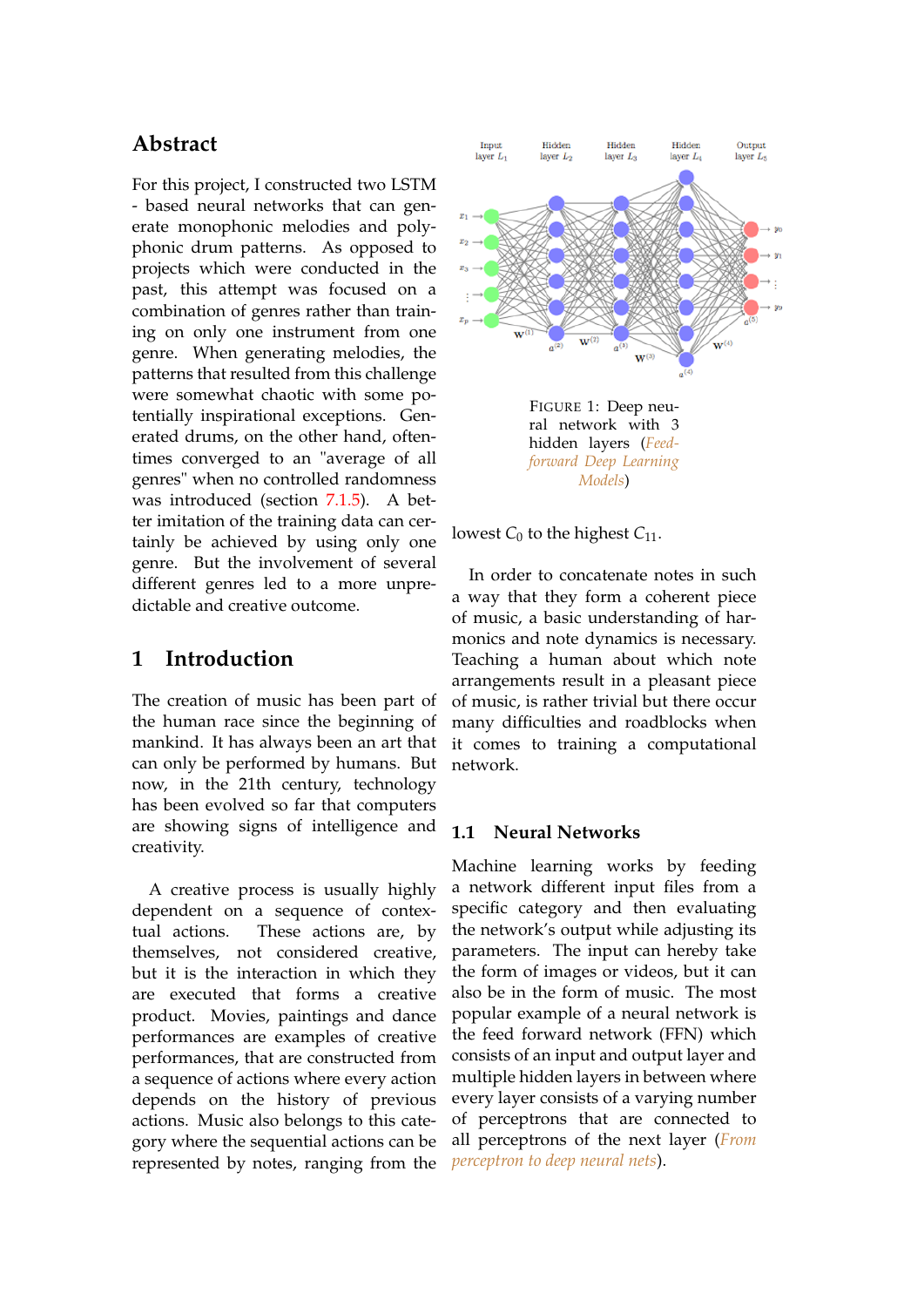## Abstract

For this project, I constructed two LSTM - based neural networks that can generate monophonic melodies and polyphonic drum patterns. As opposed to projects which were conducted in the past, this attempt was focused on a combination of genres rather than training on only one instrument from one genre. When generating melodies, the patterns that resulted from this challenge were somewhat chaotic with some potentially inspirational exceptions. Generated drums, on the other hand, oftentimes converged to an "average of all genres" when no controlled randomness was introduced (section 7.1.5). A better imitation of the training data can certainly be achieved by using only one genre. But the involvement of several different genres led to a more unpredictable and creative outcome.

# 1 Introduction

The creation of music has been part of the human race since the beginning of mankind. It has always been an art that can only be performed by humans. But now, in the 21th century, technology has been evolved so far that computers are showing signs of intelligence and creativity.

A creative process is usually highly dependent on a sequence of contextual actions. These actions are, by themselves, not considered creative, but it is the interaction in which they are executed that forms a creative product. Movies, paintings and dance performances are examples of creative performances, that are constructed from a sequence of actions where every action depends on the history of previous actions. Music also belongs to this category where the sequential actions can be represented by notes, ranging from the lowest $C_0$ to the highest $C_{11}$.

FIGURE 1: Deep neural network with 3 hidden layers (*Feedforward Deep Learning Models*)

In order to concatenate notes in such a way that they form a coherent piece of music, a basic understanding of harmonics and note dynamics is necessary. Teaching a human about which note arrangements result in a pleasant piece of music, is rather trivial but there occur many difficulties and roadblocks when it comes to training a computational network.

## 1.1 Neural Networks

Machine learning works by feeding a network different input files from a specific category and then evaluating the network's output while adjusting its parameters. The input can hereby take the form of images or videos, but it can also be in the form of music. The most popular example of a neural network is the feed forward network (FFN) which consists of an input and output layer and multiple hidden layers in between where every layer consists of a varying number of perceptrons that are connected to all perceptrons of the next layer (*From perceptron to deep neural nets*).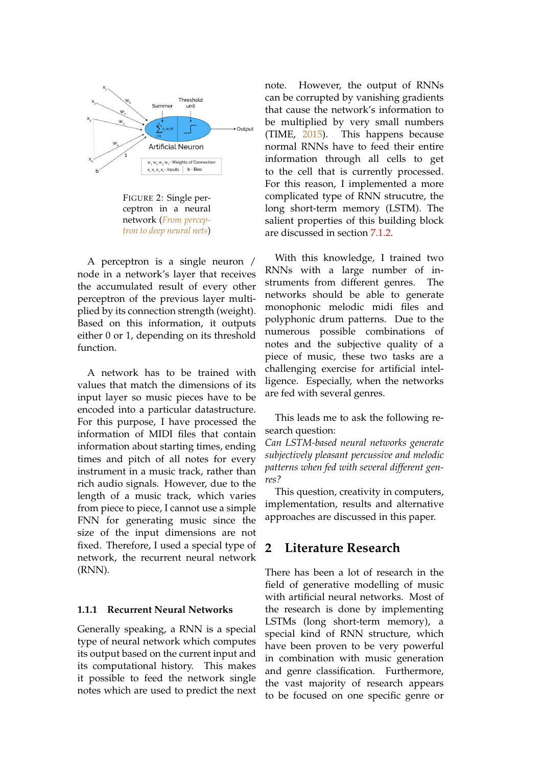FIGURE 2: Single perceptron in a neural network (*From perceptron to deep neural nets*)

A perceptron is a single neuron / node in a network's layer that receives the accumulated result of every other perceptron of the previous layer multiplied by its connection strength (weight). Based on this information, it outputs either 0 or 1, depending on its threshold function.

A network has to be trained with values that match the dimensions of its input layer so music pieces have to be encoded into a particular datastructure. For this purpose, I have processed the information of MIDI files that contain information about starting times, ending times and pitch of all notes for every instrument in a music track, rather than rich audio signals. However, due to the length of a music track, which varies from piece to piece, I cannot use a simple FNN for generating music since the size of the input dimensions are not fixed. Therefore, I used a special type of network, the recurrent neural network (RNN).

#### 1.1.1 Recurrent Neural Networks

Generally speaking, a RNN is a special type of neural network which computes its output based on the current input and its computational history. This makes it possible to feed the network single notes which are used to predict the next note. However, the output of RNNs can be corrupted by vanishing gradients that cause the network's information to be multiplied by very small numbers (TIME, 2015). This happens because normal RNNs have to feed their entire information through all cells to get to the cell that is currently processed. For this reason, I implemented a more complicated type of RNN strucutre, the long short-term memory (LSTM). The salient properties of this building block are discussed in section 7.1.2.

With this knowledge, I trained two RNNs with a large number of instruments from different genres. The networks should be able to generate monophonic melodic midi files and polyphonic drum patterns. Due to the numerous possible combinations of notes and the subjective quality of a piece of music, these two tasks are a challenging exercise for artificial intelligence. Especially, when the networks are fed with several genres.

This leads me to ask the following research question:
*Can LSTM-based neural networks generate subjectively pleasant percussive and melodic patterns when fed with several different genres?*
This question, creativity in computers, implementation, results and alternative approaches are discussed in this paper.

## 2 Literature Research

There has been a lot of research in the field of generative modelling of music with artificial neural networks. Most of the research is done by implementing LSTMs (long short-term memory), a special kind of RNN structure, which have been proven to be very powerful in combination with music generation and genre classification. Furthermore, the vast majority of research appears to be focused on one specific genre or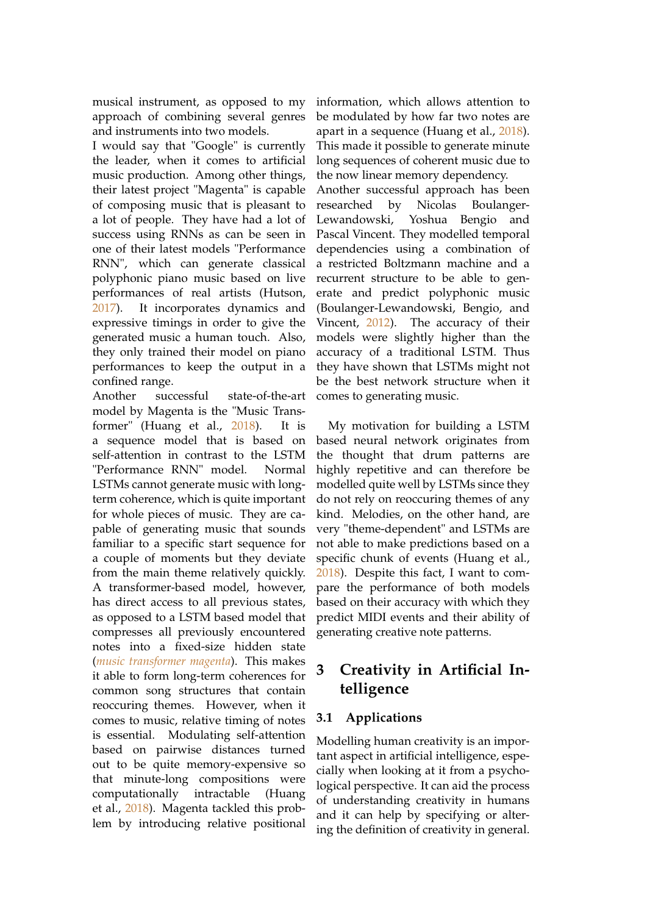musical instrument, as opposed to my approach of combining several genres and instruments into two models.

I would say that "Google" is currently the leader, when it comes to artificial music production. Among other things, their latest project "Magenta" is capable of composing music that is pleasant to a lot of people. They have had a lot of success using RNNs as can be seen in one of their latest models "Performance RNN", which can generate classical polyphonic piano music based on live performances of real artists (Hutson, 2017). It incorporates dynamics and expressive timings in order to give the generated music a human touch. Also, they only trained their model on piano performances to keep the output in a confined range.

Another successful state-of-the-art model by Magenta is the "Music Transformer" (Huang et al., 2018). It is a sequence model that is based on self-attention in contrast to the LSTM "Performance RNN" model. Normal LSTMs cannot generate music with long-term coherence, which is quite important for whole pieces of music. They are capable of generating music that sounds familiar to a specific start sequence for a couple of moments but they deviate from the main theme relatively quickly. A transformer-based model, however, has direct access to all previous states, as opposed to a LSTM based model that compresses all previously encountered notes into a fixed-size hidden state (*music transformer magenta*). This makes it able to form long-term coherences for common song structures that contain reoccuring themes. However, when it comes to music, relative timing of notes is essential. Modulating self-attention based on pairwise distances turned out to be quite memory-expensive so that minute-long compositions were computationally intractable (Huang et al., 2018). Magenta tackled this problem by introducing relative positional information, which allows attention to be modulated by how far two notes are apart in a sequence (Huang et al., 2018). This made it possible to generate minute long sequences of coherent music due to the now linear memory dependency.

Another successful approach has been researched by Nicolas Boulanger-Lewandowski, Yoshua Bengio and Pascal Vincent. They modelled temporal dependencies using a combination of a restricted Boltzmann machine and a recurrent structure to be able to generate and predict polyphonic music (Boulanger-Lewandowski, Bengio, and Vincent, 2012). The accuracy of their models were slightly higher than the accuracy of a traditional LSTM. Thus they have shown that LSTMs might not be the best network structure when it comes to generating music.

My motivation for building a LSTM based neural network originates from the thought that drum patterns are highly repetitive and can therefore be modelled quite well by LSTMs since they do not rely on reoccuring themes of any kind. Melodies, on the other hand, are very "theme-dependent" and LSTMs are not able to make predictions based on a specific chunk of events (Huang et al., 2018). Despite this fact, I want to compare the performance of both models based on their accuracy with which they predict MIDI events and their ability of generating creative note patterns.

## 3 Creativity in Artificial Intelligence

### 3.1 Applications

Modelling human creativity is an important aspect in artificial intelligence, especially when looking at it from a psychological perspective. It can aid the process of understanding creativity in humans and it can help by specifying or altering the definition of creativity in general.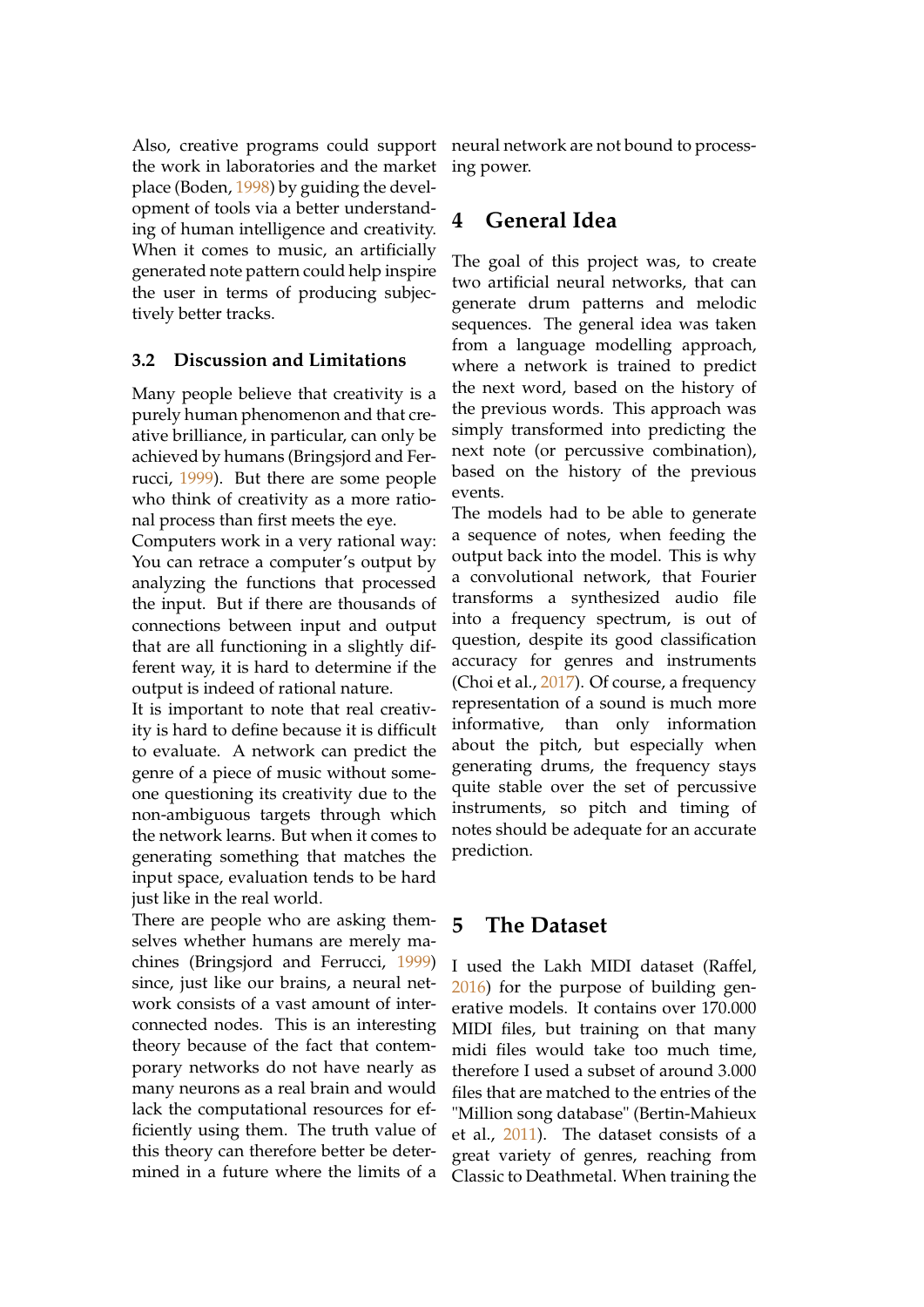Also, creative programs could support the work in laboratories and the market place (Boden, 1998) by guiding the development of tools via a better understanding of human intelligence and creativity. When it comes to music, an artificially generated note pattern could help inspire the user in terms of producing subjectively better tracks.

### 3.2 Discussion and Limitations

Many people believe that creativity is a purely human phenomenon and that creative brilliance, in particular, can only be achieved by humans (Bringsjord and Ferrucci, 1999). But there are some people who think of creativity as a more rational process than first meets the eye.

Computers work in a very rational way: You can retrace a computer's output by analyzing the functions that processed the input. But if there are thousands of connections between input and output that are all functioning in a slightly different way, it is hard to determine if the output is indeed of rational nature.

It is important to note that real creativity is hard to define because it is difficult to evaluate. A network can predict the genre of a piece of music without someone questioning its creativity due to the non-ambiguous targets through which the network learns. But when it comes to generating something that matches the input space, evaluation tends to be hard just like in the real world.

There are people who are asking themselves whether humans are merely machines (Bringsjord and Ferrucci, 1999) since, just like our brains, a neural network consists of a vast amount of interconnected nodes. This is an interesting theory because of the fact that contemporary networks do not have nearly as many neurons as a real brain and would lack the computational resources for efficiently using them. The truth value of this theory can therefore better be determined in a future where the limits of a neural network are not bound to processing power.

## 4 General Idea

The goal of this project was, to create two artificial neural networks, that can generate drum patterns and melodic sequences. The general idea was taken from a language modelling approach, where a network is trained to predict the next word, based on the history of the previous words. This approach was simply transformed into predicting the next note (or percussive combination), based on the history of the previous events.

The models had to be able to generate a sequence of notes, when feeding the output back into the model. This is why a convolutional network, that Fourier transforms a synthesized audio file into a frequency spectrum, is out of question, despite its good classification accuracy for genres and instruments (Choi et al., 2017). Of course, a frequency representation of a sound is much more informative, than only information about the pitch, but especially when generating drums, the frequency stays quite stable over the set of percussive instruments, so pitch and timing of notes should be adequate for an accurate prediction.

## 5 The Dataset

I used the Lakh MIDI dataset (Raffel, 2016) for the purpose of building generative models. It contains over 170.000 MIDI files, but training on that many midi files would take too much time, therefore I used a subset of around 3.000 files that are matched to the entries of the "Million song database" (Bertin-Mahieux et al., 2011). The dataset consists of a great variety of genres, reaching from Classic to Deathmetal. When training the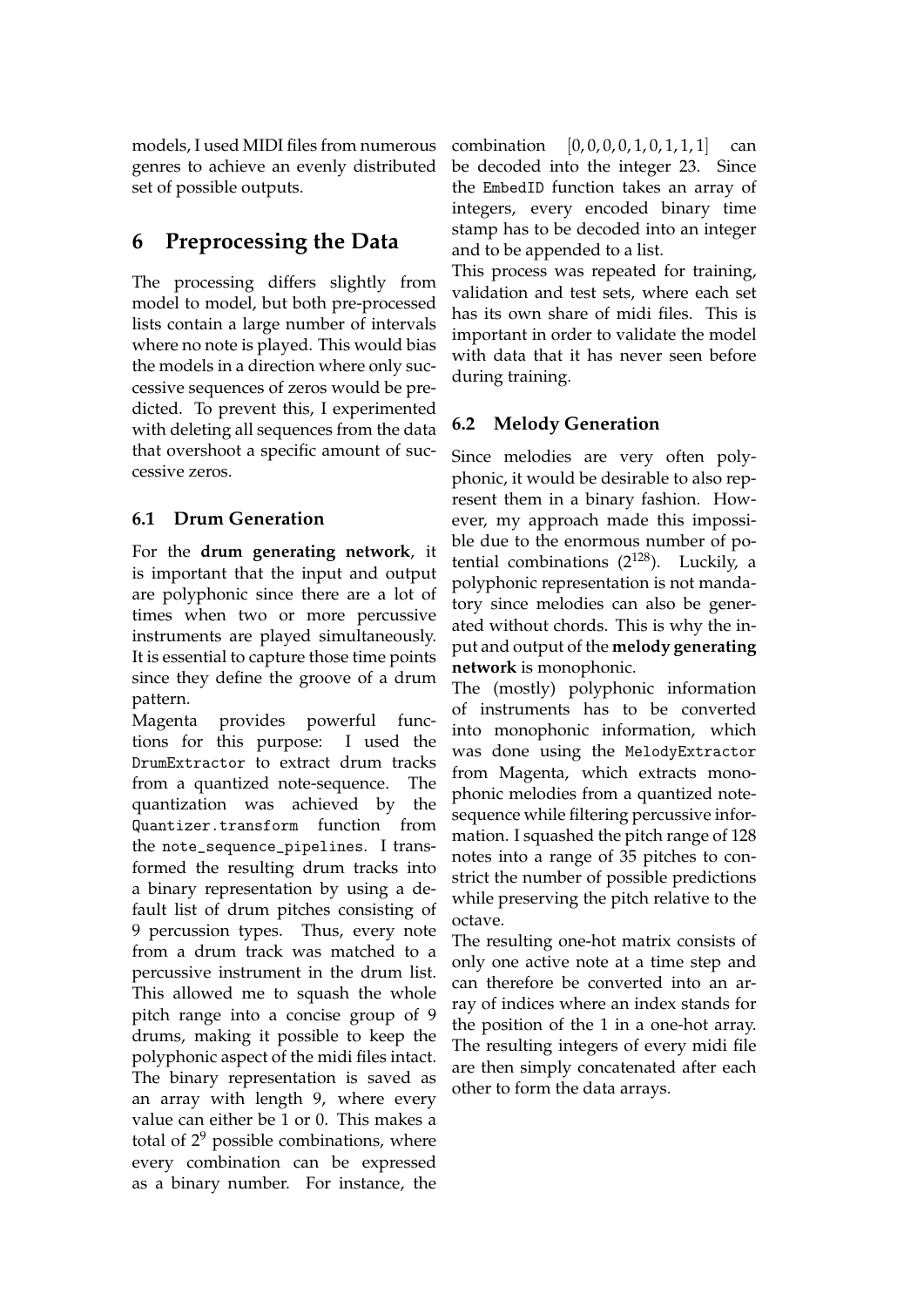models, I used MIDI files from numerous genres to achieve an evenly distributed set of possible outputs.

# 6 Preprocessing the Data

The processing differs slightly from model to model, but both pre-processed lists contain a large number of intervals where no note is played. This would bias the models in a direction where only successive sequences of zeros would be predicted. To prevent this, I experimented with deleting all sequences from the data that overshoot a specific amount of successive zeros.

## 6.1 Drum Generation

For the **drum generating network**, it is important that the input and output are polyphonic since there are a lot of times when two or more percussive instruments are played simultaneously. It is essential to capture those time points since they define the groove of a drum pattern.

Magenta provides powerful functions for this purpose: I used the `DrumExtractor` to extract drum tracks from a quantized note-sequence. The quantization was achieved by the `Quantizer.transform` function from the `note_sequence_pipelines`. I transformed the resulting drum tracks into a binary representation by using a default list of drum pitches consisting of 9 percussion types. Thus, every note from a drum track was matched to a percussive instrument in the drum list. This allowed me to squash the whole pitch range into a concise group of 9 drums, making it possible to keep the polyphonic aspect of the midi files intact. The binary representation is saved as an array with length 9, where every value can either be 1 or 0. This makes a total of $2^9$ possible combinations, where every combination can be expressed as a binary number. For instance, the combination $[0, 0, 0, 0, 1, 0, 1, 1, 1]$ can be decoded into the integer 23. Since the `EmbedID` function takes an array of integers, every encoded binary time stamp has to be decoded into an integer and to be appended to a list.

This process was repeated for training, validation and test sets, where each set has its own share of midi files. This is important in order to validate the model with data that it has never seen before during training.

## 6.2 Melody Generation

Since melodies are very often polyphonic, it would be desirable to also represent them in a binary fashion. However, my approach made this impossible due to the enormous number of potential combinations ($2^{128}$). Luckily, a polyphonic representation is not mandatory since melodies can also be generated without chords. This is why the input and output of the **melody generating network** is monophonic.

The (mostly) polyphonic information of instruments has to be converted into monophonic information, which was done using the `MelodyExtractor` from Magenta, which extracts monophonic melodies from a quantized note-sequence while filtering percussive information. I squashed the pitch range of 128 notes into a range of 35 pitches to constrict the number of possible predictions while preserving the pitch relative to the octave.

The resulting one-hot matrix consists of only one active note at a time step and can therefore be converted into an array of indices where an index stands for the position of the 1 in a one-hot array. The resulting integers of every midi file are then simply concatenated after each other to form the data arrays.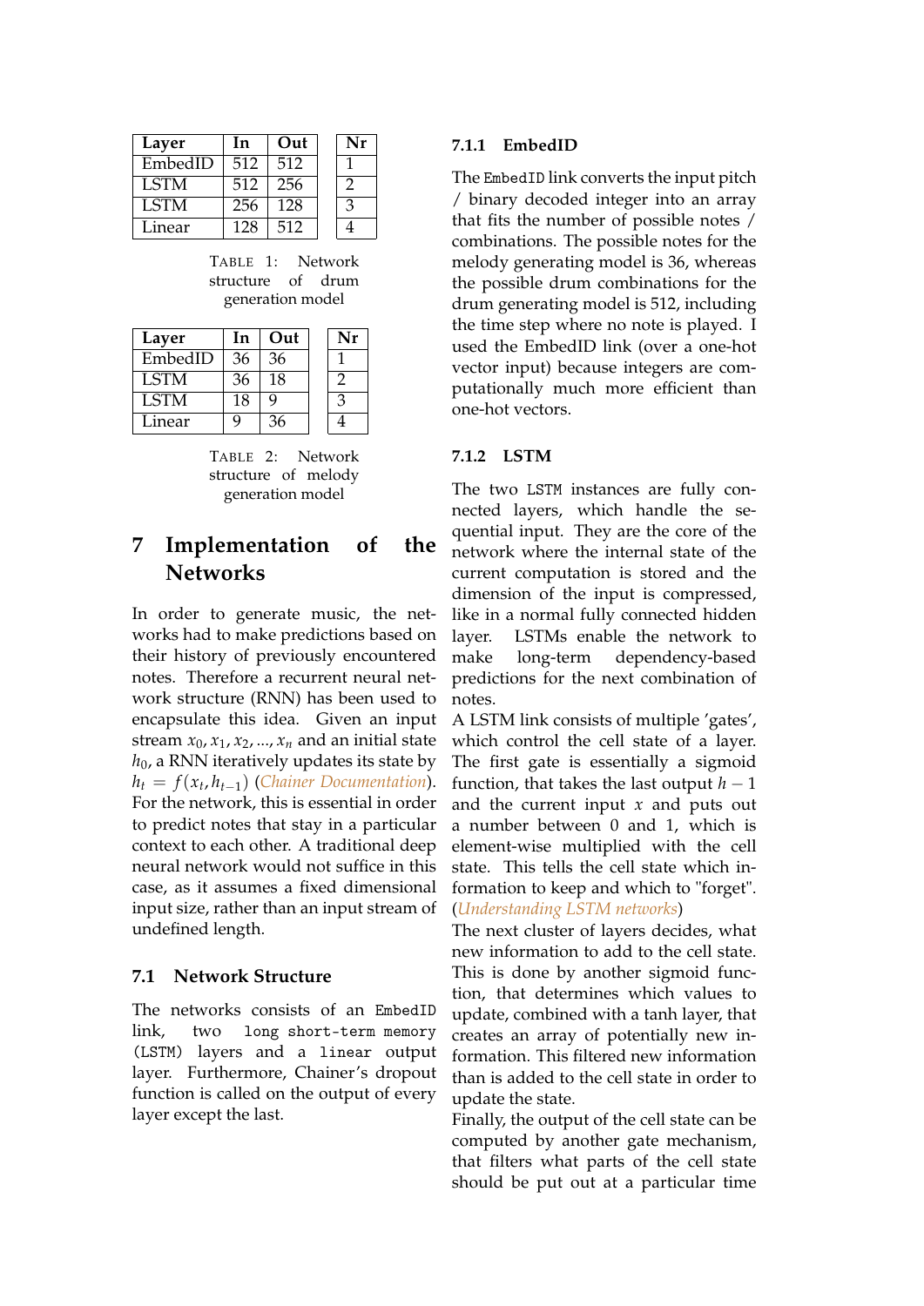| Layer | In | Out | | Nr |
|---|---|---|---|---|
| EmbedID | 512 | 512 | | 1 |
| LSTM | 512 | 256 | | 2 |
| LSTM | 256 | 128 | | 3 |
| Linear | 128 | 512 | | 4 |

TABLE 1: Network structure of drum generation model

| Layer | In | Out | | Nr |
|---|---|---|---|---|
| EmbedID | 36 | 36 | | 1 |
| LSTM | 36 | 18 | | 2 |
| LSTM | 18 | 9 | | 3 |
| Linear | 9 | 36 | | 4 |

TABLE 2: Network structure of melody generation model

# 7 Implementation of the Networks

In order to generate music, the networks had to make predictions based on their history of previously encountered notes. Therefore a recurrent neural network structure (RNN) has been used to encapsulate this idea. Given an input stream $x_0, x_1, x_2, ..., x_n$ and an initial state $h_0$, a RNN iteratively updates its state by $h_t = f(x_t, h_{t-1})$ (*Chainer Documentation*). For the network, this is essential in order to predict notes that stay in a particular context to each other. A traditional deep neural network would not suffice in this case, as it assumes a fixed dimensional input size, rather than an input stream of undefined length.

## 7.1 Network Structure

The networks consists of an `EmbedID` link, two `long short-term memory (LSTM)` layers and a `linear` output layer. Furthermore, Chainer's dropout function is called on the output of every layer except the last.

### 7.1.1 EmbedID

The `EmbedID` link converts the input pitch / binary decoded integer into an array that fits the number of possible notes / combinations. The possible notes for the melody generating model is 36, whereas the possible drum combinations for the drum generating model is 512, including the time step where no note is played. I used the EmbedID link (over a one-hot vector input) because integers are computationally much more efficient than one-hot vectors.

### 7.1.2 LSTM

The two `LSTM` instances are fully connected layers, which handle the sequential input. They are the core of the network where the internal state of the current computation is stored and the dimension of the input is compressed, like in a normal fully connected hidden layer. LSTMs enable the network to make long-term dependency-based predictions for the next combination of notes.

A LSTM link consists of multiple 'gates', which control the cell state of a layer. The first gate is essentially a sigmoid function, that takes the last output $h - 1$ and the current input $x$ and puts out a number between 0 and 1, which is element-wise multiplied with the cell state. This tells the cell state which information to keep and which to "forget". (*Understanding LSTM networks*)

The next cluster of layers decides, what new information to add to the cell state. This is done by another sigmoid function, that determines which values to update, combined with a tanh layer, that creates an array of potentially new information. This filtered new information than is added to the cell state in order to update the state.

Finally, the output of the cell state can be computed by another gate mechanism, that filters what parts of the cell state should be put out at a particular time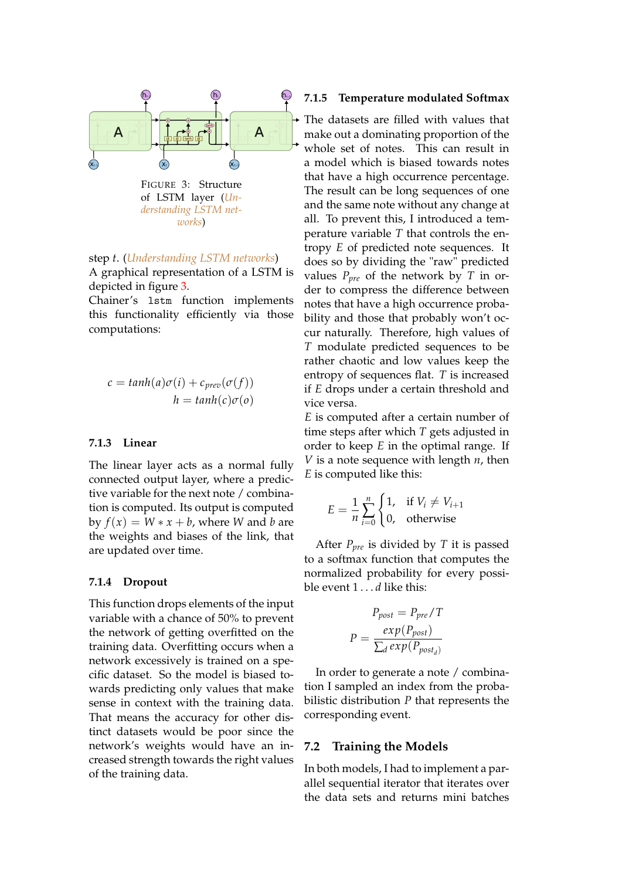FIGURE 3: Structure of LSTM layer (Understanding LSTM networks)

step $t$. (Understanding LSTM networks)
A graphical representation of a LSTM is depicted in figure 3.
Chainer's `lstm` function implements this functionality efficiently via those computations:

$$c = tanh(a)\sigma(i) + c_{prev}(\sigma(f))$$
$$h = tanh(c)\sigma(o)$$

### 7.1.3 Linear

The linear layer acts as a normal fully connected output layer, where a predictive variable for the next note / combination is computed. Its output is computed by $f(x) = W * x + b$, where $W$ and $b$ are the weights and biases of the link, that are updated over time.

### 7.1.4 Dropout

This function drops elements of the input variable with a chance of 50% to prevent the network of getting overfitted on the training data. Overfitting occurs when a network excessively is trained on a specific dataset. So the model is biased towards predicting only values that make sense in context with the training data. That means the accuracy for other distinct datasets would be poor since the network's weights would have an increased strength towards the right values of the training data.

### 7.1.5 Temperature modulated Softmax

The datasets are filled with values that make out a dominating proportion of the whole set of notes. This can result in a model which is biased towards notes that have a high occurrence percentage. The result can be long sequences of one and the same note without any change at all. To prevent this, I introduced a temperature variable $T$ that controls the entropy $E$ of predicted note sequences. It does so by dividing the "raw" predicted values $P_{pre}$ of the network by $T$ in order to compress the difference between notes that have a high occurrence probability and those that probably won't occur naturally. Therefore, high values of $T$ modulate predicted sequences to be rather chaotic and low values keep the entropy of sequences flat. $T$ is increased if $E$ drops under a certain threshold and vice versa.
$E$ is computed after a certain number of time steps after which $T$ gets adjusted in order to keep $E$ in the optimal range. If $V$ is a note sequence with length $n$, then $E$ is computed like this:

$$E = \frac{1}{n}\sum_{i=0}^{n} \begin{cases} 1, & \text{if } V_i \neq V_{i+1} \\ 0, & \text{otherwise} \end{cases}$$

After $P_{pre}$ is divided by $T$ it is passed to a softmax function that computes the normalized probability for every possible event $1 \ldots d$ like this:

$$P_{post} = P_{pre}/T$$
$$P = \frac{exp(P_{post})}{\sum_d exp(P_{post_d})}$$

In order to generate a note / combination I sampled an index from the probabilistic distribution $P$ that represents the corresponding event.

## 7.2 Training the Models

In both models, I had to implement a parallel sequential iterator that iterates over the data sets and returns mini batches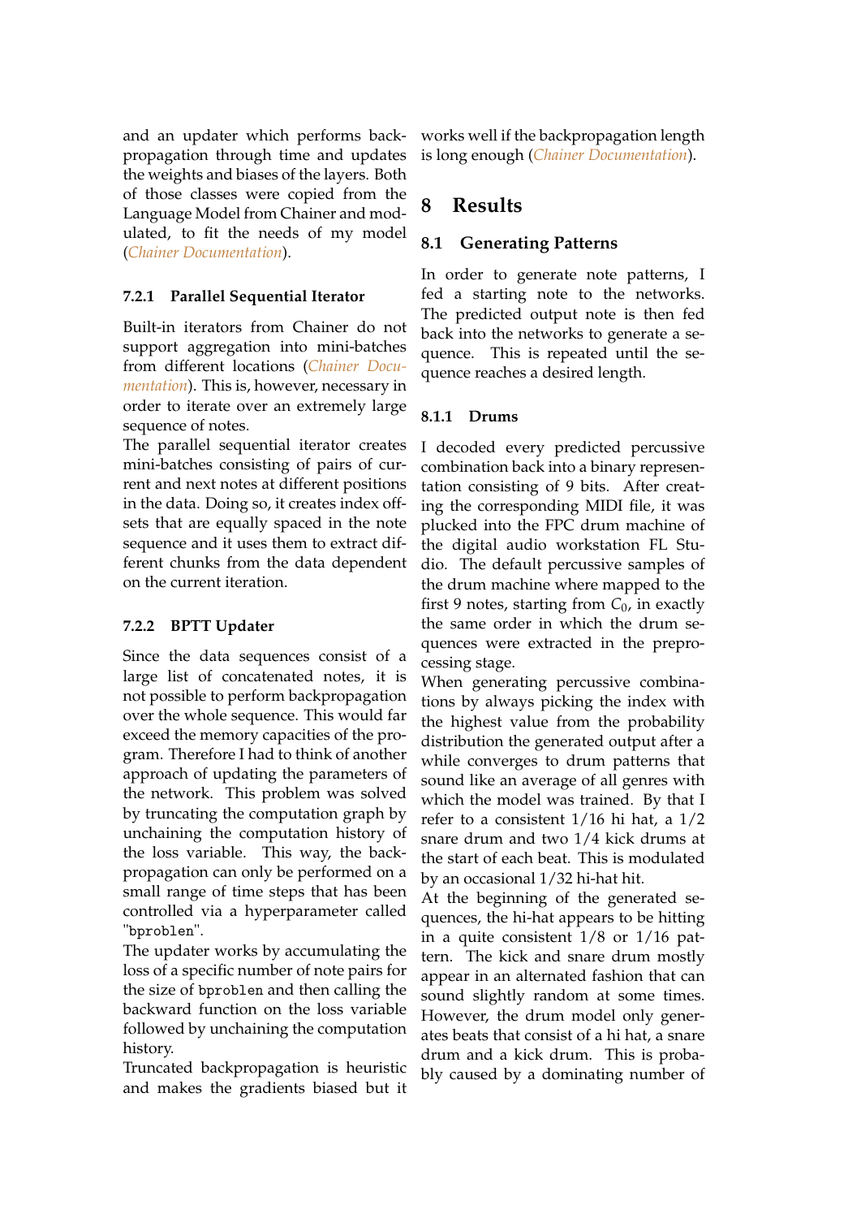and an updater which performs backpropagation through time and updates the weights and biases of the layers. Both of those classes were copied from the Language Model from Chainer and modulated, to fit the needs of my model (*Chainer Documentation*).

#### 7.2.1 Parallel Sequential Iterator

Built-in iterators from Chainer do not support aggregation into mini-batches from different locations (*Chainer Documentation*). This is, however, necessary in order to iterate over an extremely large sequence of notes.
The parallel sequential iterator creates mini-batches consisting of pairs of current and next notes at different positions in the data. Doing so, it creates index offsets that are equally spaced in the note sequence and it uses them to extract different chunks from the data dependent on the current iteration.

#### 7.2.2 BPTT Updater

Since the data sequences consist of a large list of concatenated notes, it is not possible to perform backpropagation over the whole sequence. This would far exceed the memory capacities of the program. Therefore I had to think of another approach of updating the parameters of the network. This problem was solved by truncating the computation graph by unchaining the computation history of the loss variable. This way, the backpropagation can only be performed on a small range of time steps that has been controlled via a hyperparameter called "`bproblen`".
The updater works by accumulating the loss of a specific number of note pairs for the size of `bproblen` and then calling the backward function on the loss variable followed by unchaining the computation history.
Truncated backpropagation is heuristic and makes the gradients biased but it works well if the backpropagation length is long enough (*Chainer Documentation*).

## 8 Results

### 8.1 Generating Patterns

In order to generate note patterns, I fed a starting note to the networks. The predicted output note is then fed back into the networks to generate a sequence. This is repeated until the sequence reaches a desired length.

#### 8.1.1 Drums

I decoded every predicted percussive combination back into a binary representation consisting of 9 bits. After creating the corresponding MIDI file, it was plucked into the FPC drum machine of the digital audio workstation FL Studio. The default percussive samples of the drum machine where mapped to the first 9 notes, starting from $C_0$, in exactly the same order in which the drum sequences were extracted in the preprocessing stage.
When generating percussive combinations by always picking the index with the highest value from the probability distribution the generated output after a while converges to drum patterns that sound like an average of all genres with which the model was trained. By that I refer to a consistent 1/16 hi hat, a 1/2 snare drum and two 1/4 kick drums at the start of each beat. This is modulated by an occasional 1/32 hi-hat hit.
At the beginning of the generated sequences, the hi-hat appears to be hitting in a quite consistent 1/8 or 1/16 pattern. The kick and snare drum mostly appear in an alternated fashion that can sound slightly random at some times. However, the drum model only generates beats that consist of a hi hat, a snare drum and a kick drum. This is probably caused by a dominating number of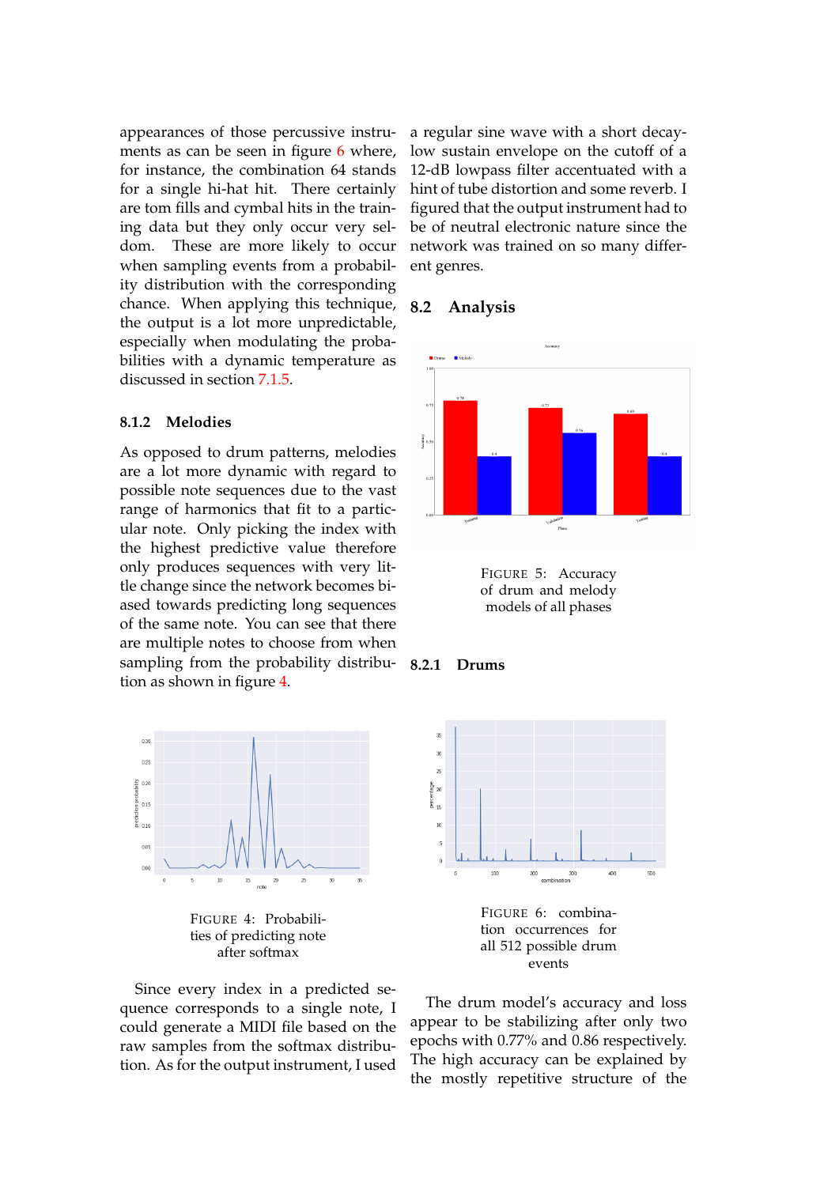appearances of those percussive instruments as can be seen in figure 6 where, for instance, the combination 64 stands for a single hi-hat hit. There certainly are tom fills and cymbal hits in the training data but they only occur very seldom. These are more likely to occur when sampling events from a probability distribution with the corresponding chance. When applying this technique, the output is a lot more unpredictable, especially when modulating the probabilities with a dynamic temperature as discussed in section 7.1.5.

### 8.1.2 Melodies

As opposed to drum patterns, melodies are a lot more dynamic with regard to possible note sequences due to the vast range of harmonics that fit to a particular note. Only picking the index with the highest predictive value therefore only produces sequences with very little change since the network becomes biased towards predicting long sequences of the same note. You can see that there are multiple notes to choose from when sampling from the probability distribution as shown in figure 4.

FIGURE 4: Probabilities of predicting note after softmax

Since every index in a predicted sequence corresponds to a single note, I could generate a MIDI file based on the raw samples from the softmax distribution. As for the output instrument, I used a regular sine wave with a short decay-low sustain envelope on the cutoff of a 12-dB lowpass filter accentuated with a hint of tube distortion and some reverb. I figured that the output instrument had to be of neutral electronic nature since the network was trained on so many different genres.

## 8.2 Analysis

FIGURE 5: Accuracy of drum and melody models of all phases

### 8.2.1 Drums

FIGURE 6: combination occurrences for all 512 possible drum events

The drum model's accuracy and loss appear to be stabilizing after only two epochs with 0.77% and 0.86 respectively. The high accuracy can be explained by the mostly repetitive structure of the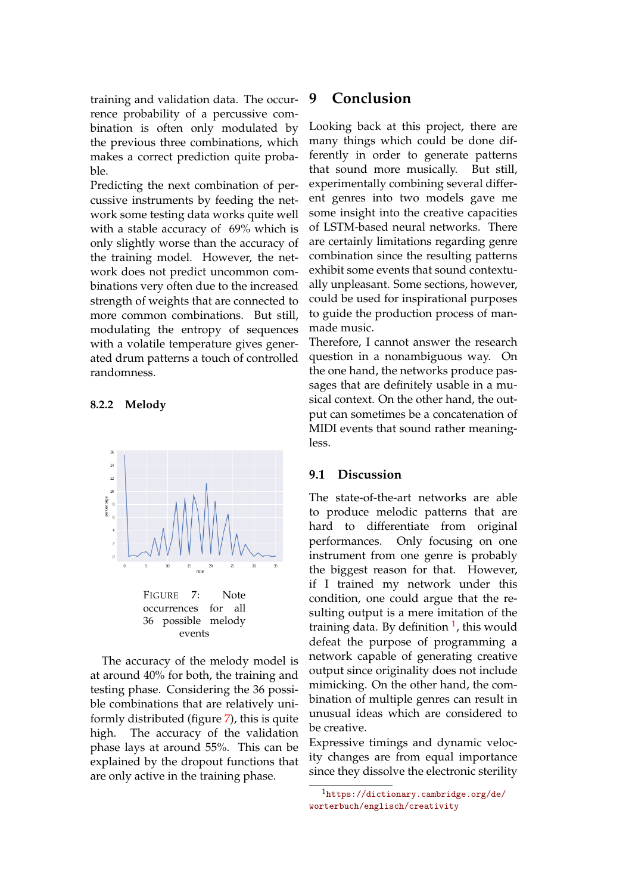training and validation data. The occurrence probability of a percussive combination is often only modulated by the previous three combinations, which makes a correct prediction quite probable.

Predicting the next combination of percussive instruments by feeding the network some testing data works quite well with a stable accuracy of 69% which is only slightly worse than the accuracy of the training model. However, the network does not predict uncommon combinations very often due to the increased strength of weights that are connected to more common combinations. But still, modulating the entropy of sequences with a volatile temperature gives generated drum patterns a touch of controlled randomness.

#### 8.2.2 Melody

FIGURE 7: Note occurrences for all 36 possible melody events

The accuracy of the melody model is at around 40% for both, the training and testing phase. Considering the 36 possible combinations that are relatively uniformly distributed (figure 7), this is quite high. The accuracy of the validation phase lays at around 55%. This can be explained by the dropout functions that are only active in the training phase.

## 9 Conclusion

Looking back at this project, there are many things which could be done differently in order to generate patterns that sound more musically. But still, experimentally combining several different genres into two models gave me some insight into the creative capacities of LSTM-based neural networks. There are certainly limitations regarding genre combination since the resulting patterns exhibit some events that sound contextually unpleasant. Some sections, however, could be used for inspirational purposes to guide the production process of man-made music.

Therefore, I cannot answer the research question in a nonambiguous way. On the one hand, the networks produce passages that are definitely usable in a musical context. On the other hand, the output can sometimes be a concatenation of MIDI events that sound rather meaningless.

### 9.1 Discussion

The state-of-the-art networks are able to produce melodic patterns that are hard to differentiate from original performances. Only focusing on one instrument from one genre is probably the biggest reason for that. However, if I trained my network under this condition, one could argue that the resulting output is a mere imitation of the training data. By definition [1], this would defeat the purpose of programming a network capable of generating creative output since originality does not include mimicking. On the other hand, the combination of multiple genres can result in unusual ideas which are considered to be creative.

Expressive timings and dynamic velocity changes are from equal importance since they dissolve the electronic sterility

[1] https://dictionary.cambridge.org/de/worterbuch/englisch/creativity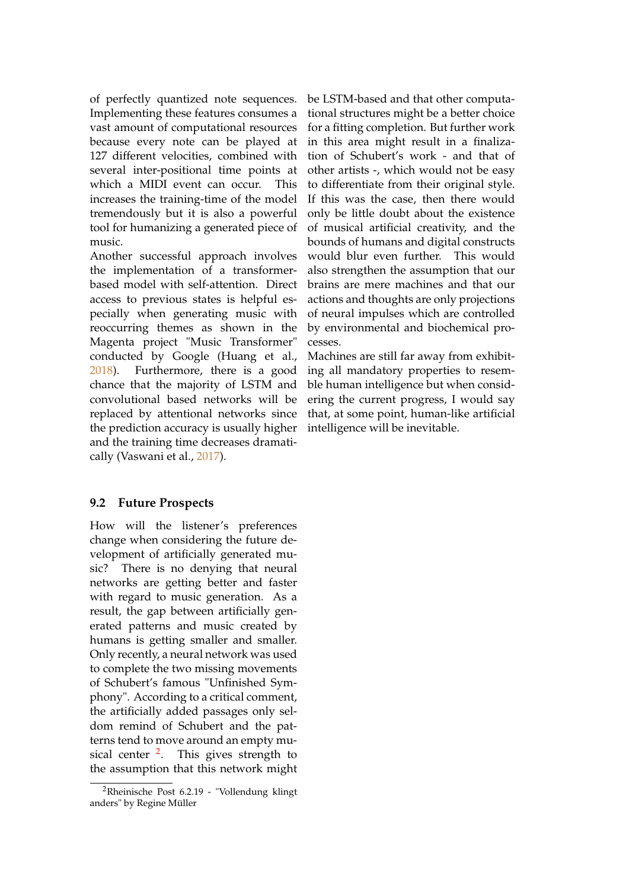of perfectly quantized note sequences. Implementing these features consumes a vast amount of computational resources because every note can be played at 127 different velocities, combined with several inter-positional time points at which a MIDI event can occur. This increases the training-time of the model tremendously but it is also a powerful tool for humanizing a generated piece of music.

Another successful approach involves the implementation of a transformer-based model with self-attention. Direct access to previous states is helpful especially when generating music with reoccurring themes as shown in the Magenta project "Music Transformer" conducted by Google (Huang et al., 2018). Furthermore, there is a good chance that the majority of LSTM and convolutional based networks will be replaced by attentional networks since the prediction accuracy is usually higher and the training time decreases dramatically (Vaswani et al., 2017).

### 9.2 Future Prospects

How will the listener's preferences change when considering the future development of artificially generated music? There is no denying that neural networks are getting better and faster with regard to music generation. As a result, the gap between artificially generated patterns and music created by humans is getting smaller and smaller. Only recently, a neural network was used to complete the two missing movements of Schubert's famous "Unfinished Symphony". According to a critical comment, the artificially added passages only seldom remind of Schubert and the patterns tend to move around an empty musical center [2]. This gives strength to the assumption that this network might be LSTM-based and that other computational structures might be a better choice for a fitting completion. But further work in this area might result in a finalization of Schubert's work - and that of other artists -, which would not be easy to differentiate from their original style. If this was the case, then there would only be little doubt about the existence of musical artificial creativity, and the bounds of humans and digital constructs would blur even further. This would also strengthen the assumption that our brains are mere machines and that our actions and thoughts are only projections of neural impulses which are controlled by environmental and biochemical processes.

Machines are still far away from exhibiting all mandatory properties to resemble human intelligence but when considering the current progress, I would say that, at some point, human-like artificial intelligence will be inevitable.

[2] Rheinische Post 6.2.19 - "Vollendung klingt anders" by Regine Müller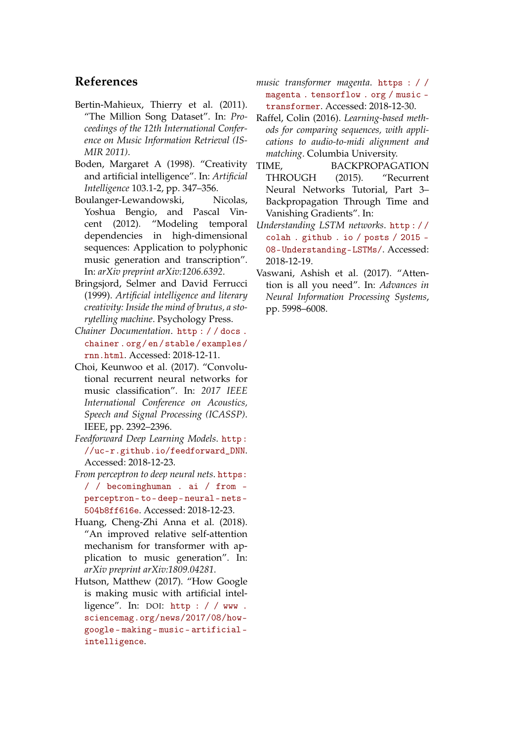## References

Bertin-Mahieux, Thierry et al. (2011). "The Million Song Dataset". In: *Proceedings of the 12th International Conference on Music Information Retrieval (ISMIR 2011)*.

Boden, Margaret A (1998). "Creativity and artificial intelligence". In: *Artificial Intelligence* 103.1-2, pp. 347–356.

Boulanger-Lewandowski, Nicolas, Yoshua Bengio, and Pascal Vincent (2012). "Modeling temporal dependencies in high-dimensional sequences: Application to polyphonic music generation and transcription". In: *arXiv preprint arXiv:1206.6392*.

Bringsjord, Selmer and David Ferrucci (1999). *Artificial intelligence and literary creativity: Inside the mind of brutus, a storytelling machine*. Psychology Press.

*Chainer Documentation*. http://docs.chainer.org/en/stable/examples/rnn.html. Accessed: 2018-12-11.

Choi, Keunwoo et al. (2017). "Convolutional recurrent neural networks for music classification". In: *2017 IEEE International Conference on Acoustics, Speech and Signal Processing (ICASSP)*. IEEE, pp. 2392–2396.

*Feedforward Deep Learning Models*. http://uc-r.github.io/feedforward_DNN. Accessed: 2018-12-23.

*From perceptron to deep neural nets*. https://becominghuman.ai/from-perceptron-to-deep-neural-nets-504b8ff616e. Accessed: 2018-12-23.

Huang, Cheng-Zhi Anna et al. (2018). "An improved relative self-attention mechanism for transformer with application to music generation". In: *arXiv preprint arXiv:1809.04281*.

Hutson, Matthew (2017). "How Google is making music with artificial intelligence". In: DOI: http://www.sciencemag.org/news/2017/08/how-google-making-music-artificial-intelligence.

*music transformer magenta*. https://magenta.tensorflow.org/music-transformer. Accessed: 2018-12-30.

Raffel, Colin (2016). *Learning-based methods for comparing sequences, with applications to audio-to-midi alignment and matching*. Columbia University.

TIME, BACKPROPAGATION THROUGH (2015). "Recurrent Neural Networks Tutorial, Part 3–Backpropagation Through Time and Vanishing Gradients". In:

*Understanding LSTM networks*. http://colah.github.io/posts/2015-08-Understanding-LSTMs/. Accessed: 2018-12-19.

Vaswani, Ashish et al. (2017). "Attention is all you need". In: *Advances in Neural Information Processing Systems*, pp. 5998–6008.